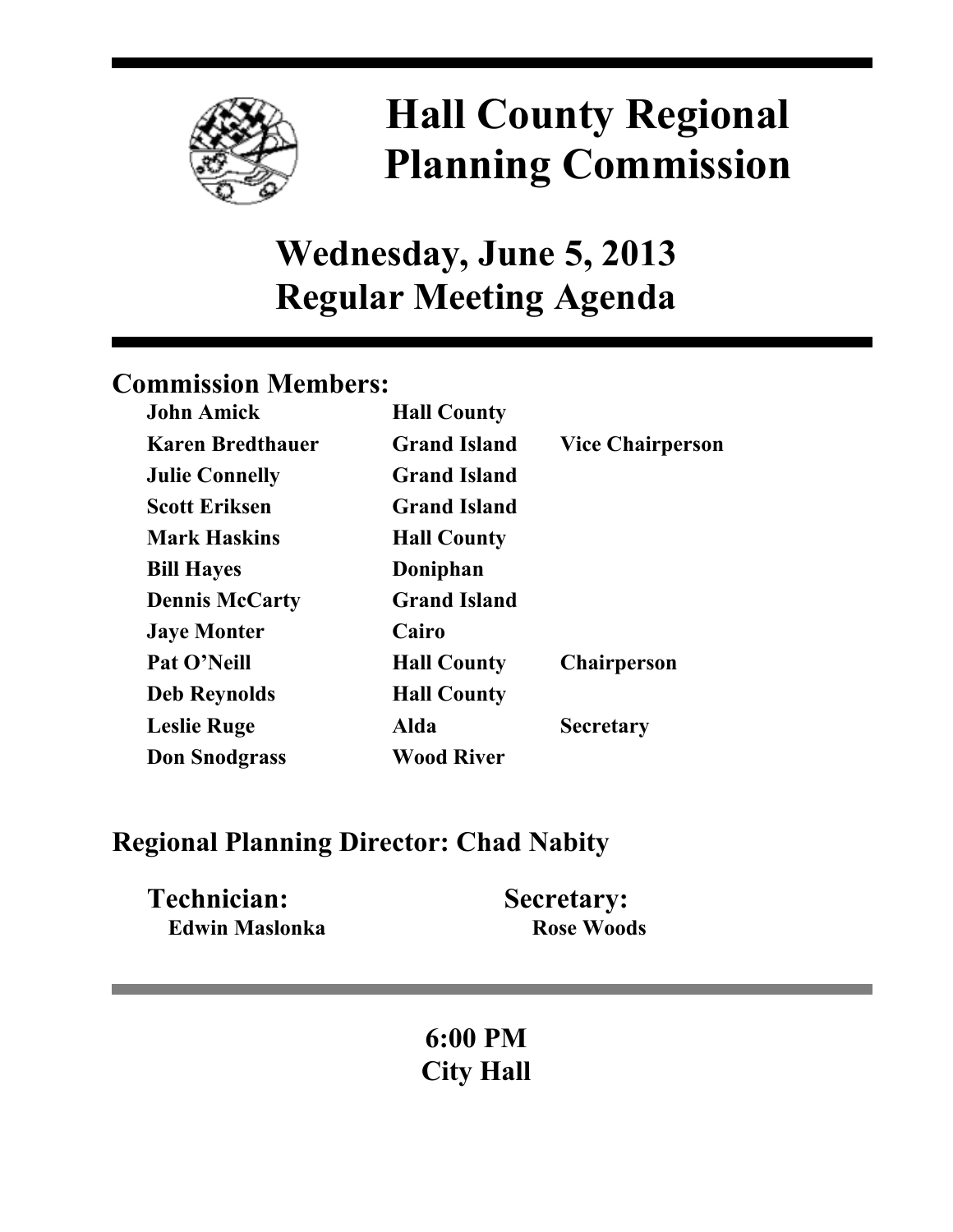# Hall County Regional Planning Commission

## Wednesday, June 5, 2013
## Regular Meeting Agenda

### Commission Members:

| | | |
|---|---|---|
| **John Amick** | **Hall County** | |
| **Karen Bredthauer** | **Grand Island** | **Vice Chairperson** |
| **Julie Connelly** | **Grand Island** | |
| **Scott Eriksen** | **Grand Island** | |
| **Mark Haskins** | **Hall County** | |
| **Bill Hayes** | **Doniphan** | |
| **Dennis McCarty** | **Grand Island** | |
| **Jaye Monter** | **Cairo** | |
| **Pat O'Neill** | **Hall County** | **Chairperson** |
| **Deb Reynolds** | **Hall County** | |
| **Leslie Ruge** | **Alda** | **Secretary** |
| **Don Snodgrass** | **Wood River** | |

### Regional Planning Director: Chad Nabity

**Technician:**
**Edwin Maslonka**

**Secretary:**
**Rose Woods**

**6:00 PM**
**City Hall**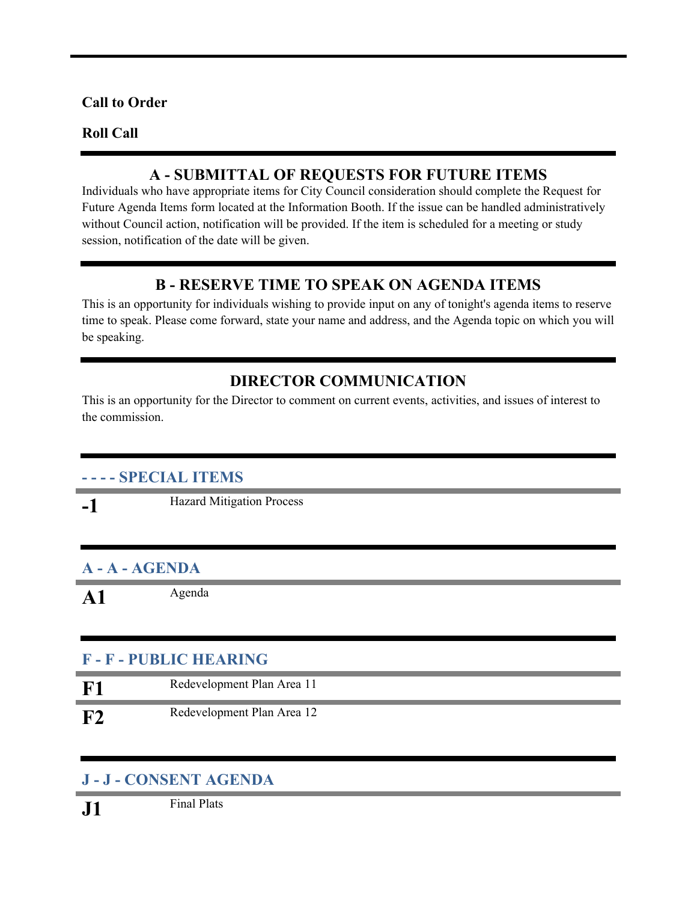**Call to Order**

**Roll Call**

## A - SUBMITTAL OF REQUESTS FOR FUTURE ITEMS

Individuals who have appropriate items for City Council consideration should complete the Request for Future Agenda Items form located at the Information Booth. If the issue can be handled administratively without Council action, notification will be provided. If the item is scheduled for a meeting or study session, notification of the date will be given.

## B - RESERVE TIME TO SPEAK ON AGENDA ITEMS

This is an opportunity for individuals wishing to provide input on any of tonight's agenda items to reserve time to speak. Please come forward, state your name and address, and the Agenda topic on which you will be speaking.

## DIRECTOR COMMUNICATION

This is an opportunity for the Director to comment on current events, activities, and issues of interest to the commission.

### - - - - SPECIAL ITEMS

**-1** Hazard Mitigation Process

### A - A - AGENDA

**A1** Agenda

### F - F - PUBLIC HEARING

**F1** Redevelopment Plan Area 11

**F2** Redevelopment Plan Area 12

### J - J - CONSENT AGENDA

**J1** Final Plats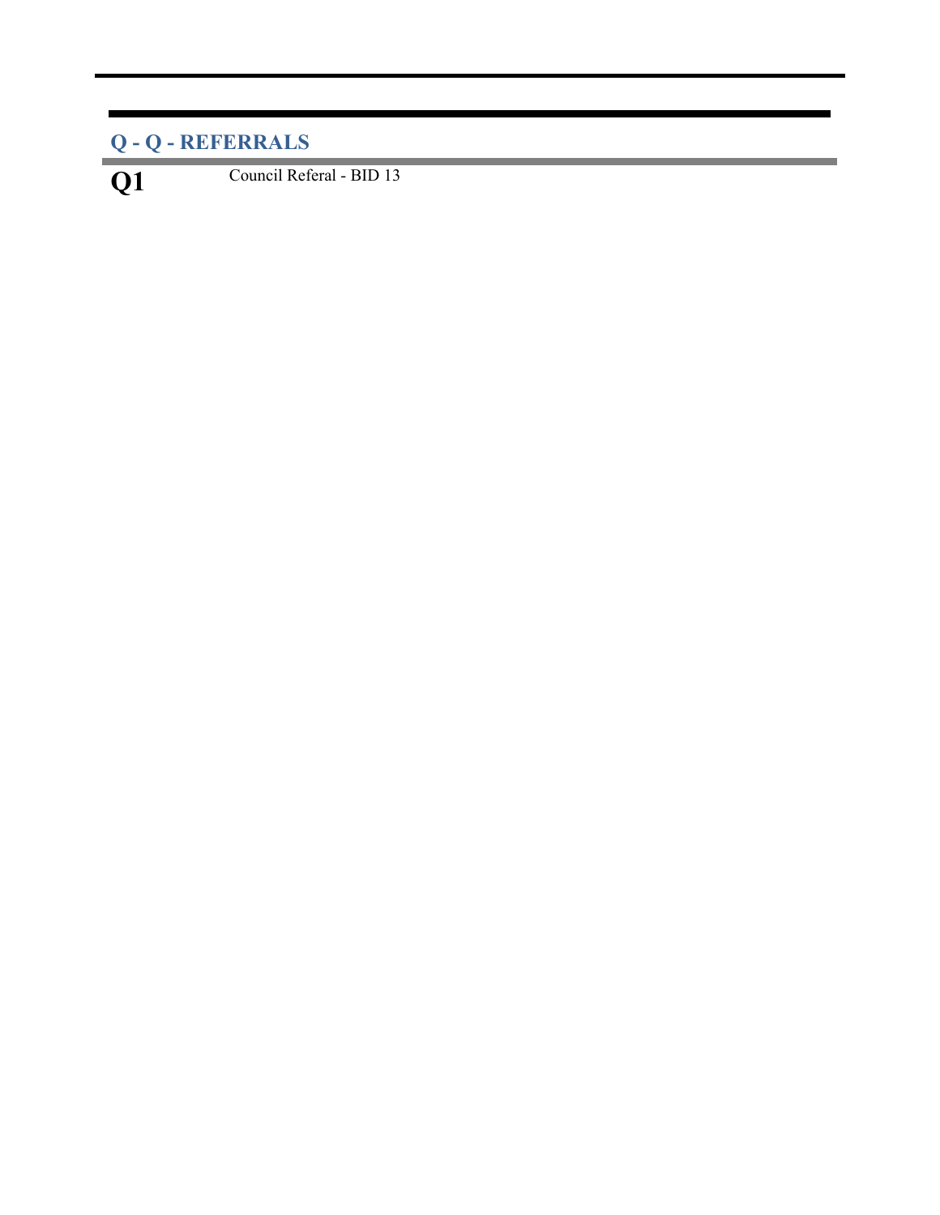## Q - Q - REFERRALS

**Q1** Council Referal - BID 13